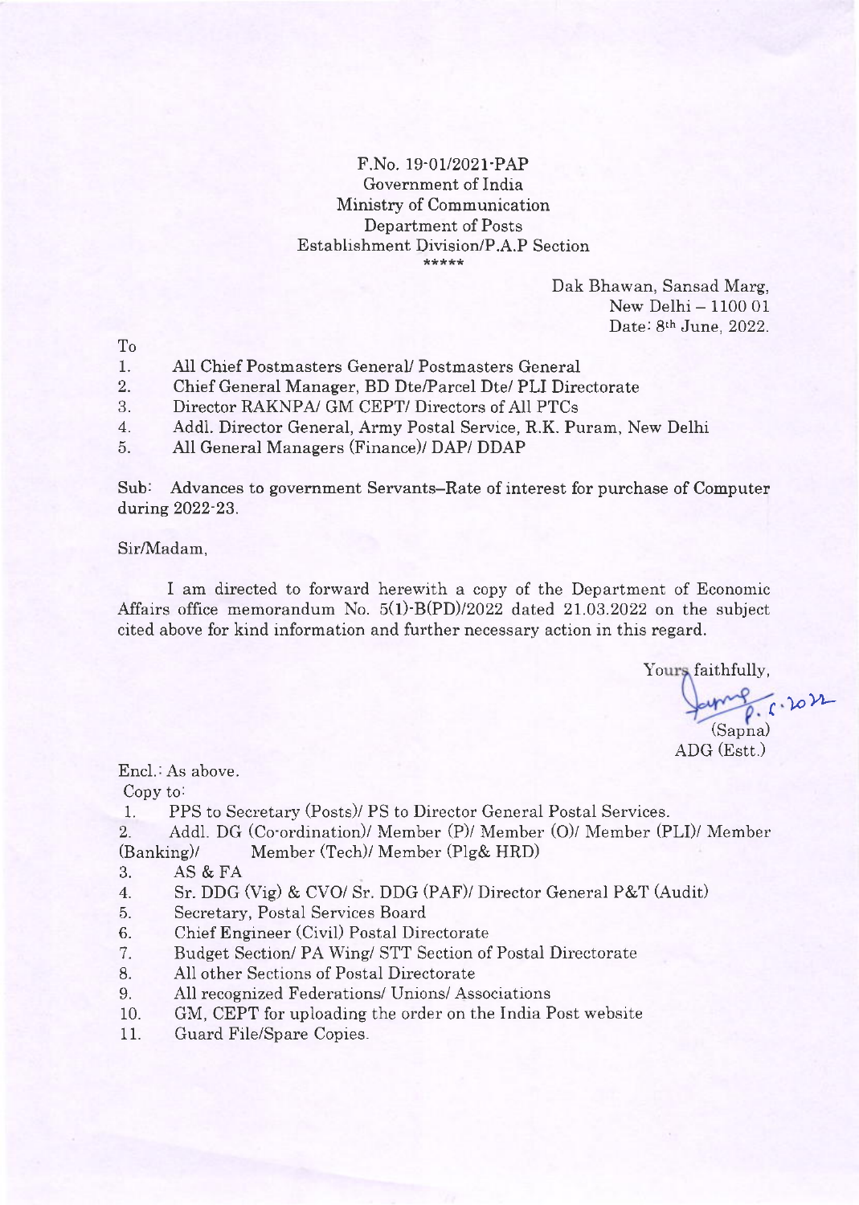F.No. 19-01/2021-PAP
Government of India
Ministry of Communication
Department of Posts
Establishment Division/P.A.P Section
\*\*\*\*\*

Dak Bhawan, Sansad Marg,
New Delhi – 1100 01
Date: 8th June, 2022.

To

1. All Chief Postmasters General/ Postmasters General
2. Chief General Manager, BD Dte/Parcel Dte/ PLI Directorate
3. Director RAKNPA/ GM CEPT/ Directors of All PTCs
4. Addl. Director General, Army Postal Service, R.K. Puram, New Delhi
5. All General Managers (Finance)/ DAP/ DDAP

Sub: Advances to government Servants–Rate of interest for purchase of Computer during 2022-23.

Sir/Madam,

I am directed to forward herewith a copy of the Department of Economic Affairs office memorandum No. 5(1)-B(PD)/2022 dated 21.03.2022 on the subject cited above for kind information and further necessary action in this regard.

Yours faithfully,

(Sapna)
ADG (Estt.)

Encl.: As above.

Copy to:

1. PPS to Secretary (Posts)/ PS to Director General Postal Services.
2. Addl. DG (Co-ordination)/ Member (P)/ Member (O)/ Member (PLI)/ Member (Banking)/ Member (Tech)/ Member (Plg& HRD)
3. AS & FA
4. Sr. DDG (Vig) & CVO/ Sr. DDG (PAF)/ Director General P&T (Audit)
5. Secretary, Postal Services Board
6. Chief Engineer (Civil) Postal Directorate
7. Budget Section/ PA Wing/ STT Section of Postal Directorate
8. All other Sections of Postal Directorate
9. All recognized Federations/ Unions/ Associations
10. GM, CEPT for uploading the order on the India Post website
11. Guard File/Spare Copies.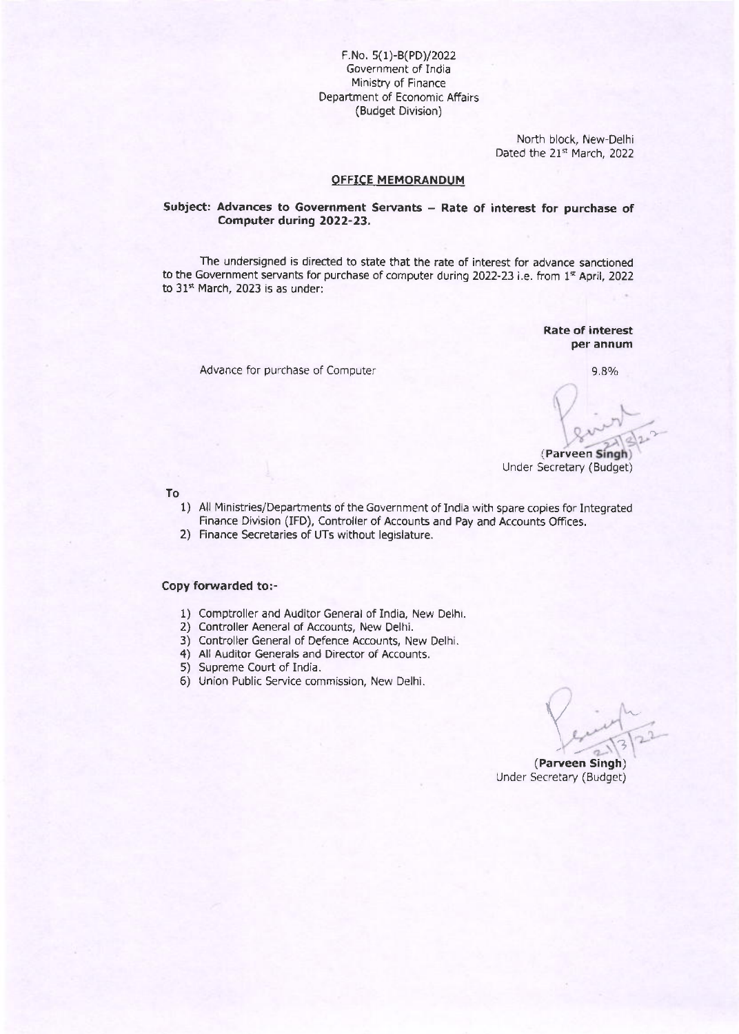F.No. 5(1)-B(PD)/2022
Government of India
Ministry of Finance
Department of Economic Affairs
(Budget Division)

North block, New-Delhi
Dated the 21st March, 2022

**OFFICE MEMORANDUM**

**Subject: Advances to Government Servants – Rate of interest for purchase of Computer during 2022-23.**

The undersigned is directed to state that the rate of interest for advance sanctioned to the Government servants for purchase of computer during 2022-23 i.e. from 1st April, 2022 to 31st March, 2023 is as under:

| | Rate of interest per annum |
|---|---|
| Advance for purchase of Computer | 9.8% |

(**Parveen Singh**)
Under Secretary (Budget)

**To**

1) All Ministries/Departments of the Government of India with spare copies for Integrated Finance Division (IFD), Controller of Accounts and Pay and Accounts Offices.
2) Finance Secretaries of UTs without legislature.

**Copy forwarded to:-**

1) Comptroller and Auditor General of India, New Delhi.
2) Controller Aeneral of Accounts, New Delhi.
3) Controller General of Defence Accounts, New Delhi.
4) All Auditor Generals and Director of Accounts.
5) Supreme Court of India.
6) Union Public Service commission, New Delhi.

(**Parveen Singh**)
Under Secretary (Budget)